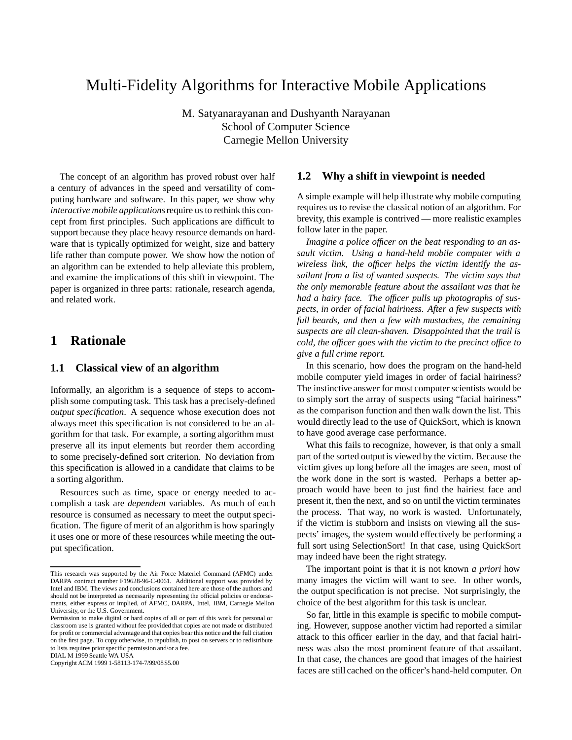# Multi-Fidelity Algorithms for Interactive Mobile Applications

M. Satyanarayanan and Dushyanth Narayanan
School of Computer Science
Carnegie Mellon University

The concept of an algorithm has proved robust over half a century of advances in the speed and versatility of computing hardware and software. In this paper, we show why *interactive mobile applications* require us to rethink this concept from first principles. Such applications are difficult to support because they place heavy resource demands on hardware that is typically optimized for weight, size and battery life rather than compute power. We show how the notion of an algorithm can be extended to help alleviate this problem, and examine the implications of this shift in viewpoint. The paper is organized in three parts: rationale, research agenda, and related work.

## 1 Rationale

### 1.1 Classical view of an algorithm

Informally, an algorithm is a sequence of steps to accomplish some computing task. This task has a precisely-defined *output specification*. A sequence whose execution does not always meet this specification is not considered to be an algorithm for that task. For example, a sorting algorithm must preserve all its input elements but reorder them according to some precisely-defined sort criterion. No deviation from this specification is allowed in a candidate that claims to be a sorting algorithm.

Resources such as time, space or energy needed to accomplish a task are *dependent* variables. As much of each resource is consumed as necessary to meet the output specification. The figure of merit of an algorithm is how sparingly it uses one or more of these resources while meeting the output specification.

This research was supported by the Air Force Materiel Command (AFMC) under DARPA contract number F19628-96-C-0061. Additional support was provided by Intel and IBM. The views and conclusions contained here are those of the authors and should not be interpreted as necessarily representing the official policies or endorsements, either express or implied, of AFMC, DARPA, Intel, IBM, Carnegie Mellon University, or the U.S. Government.

Permission to make digital or hard copies of all or part of this work for personal or classroom use is granted without fee provided that copies are not made or distributed for profit or commercial advantage and that copies bear this notice and the full citation on the first page. To copy otherwise, to republish, to post on servers or to redistribute to lists requires prior specific permission and/or a fee.
DIAL M 1999 Seattle WA USA
Copyright ACM 1999 1-58113-174-7/99/08 $5.00

### 1.2 Why a shift in viewpoint is needed

A simple example will help illustrate why mobile computing requires us to revise the classical notion of an algorithm. For brevity, this example is contrived — more realistic examples follow later in the paper.

*Imagine a police officer on the beat responding to an assault victim. Using a hand-held mobile computer with a wireless link, the officer helps the victim identify the assailant from a list of wanted suspects. The victim says that the only memorable feature about the assailant was that he had a hairy face. The officer pulls up photographs of suspects, in order of facial hairiness. After a few suspects with full beards, and then a few with mustaches, the remaining suspects are all clean-shaven. Disappointed that the trail is cold, the officer goes with the victim to the precinct office to give a full crime report.*

In this scenario, how does the program on the hand-held mobile computer yield images in order of facial hairiness? The instinctive answer for most computer scientists would be to simply sort the array of suspects using "facial hairiness" as the comparison function and then walk down the list. This would directly lead to the use of QuickSort, which is known to have good average case performance.

What this fails to recognize, however, is that only a small part of the sorted output is viewed by the victim. Because the victim gives up long before all the images are seen, most of the work done in the sort is wasted. Perhaps a better approach would have been to just find the hairiest face and present it, then the next, and so on until the victim terminates the process. That way, no work is wasted. Unfortunately, if the victim is stubborn and insists on viewing all the suspects' images, the system would effectively be performing a full sort using SelectionSort! In that case, using QuickSort may indeed have been the right strategy.

The important point is that it is not known *a priori* how many images the victim will want to see. In other words, the output specification is not precise. Not surprisingly, the choice of the best algorithm for this task is unclear.

So far, little in this example is specific to mobile computing. However, suppose another victim had reported a similar attack to this officer earlier in the day, and that facial hairiness was also the most prominent feature of that assailant. In that case, the chances are good that images of the hairiest faces are still cached on the officer's hand-held computer. On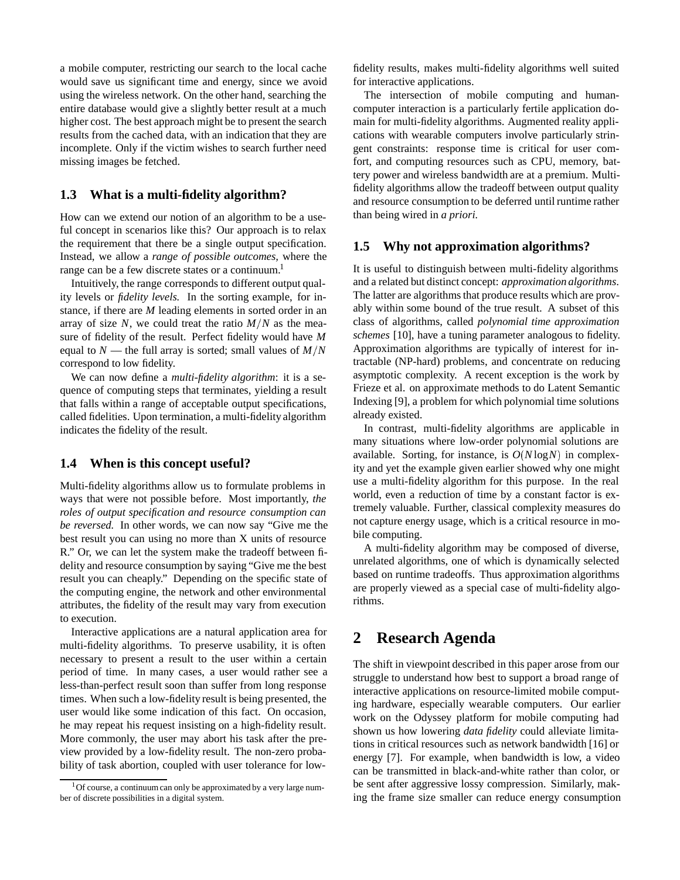a mobile computer, restricting our search to the local cache would save us significant time and energy, since we avoid using the wireless network. On the other hand, searching the entire database would give a slightly better result at a much higher cost. The best approach might be to present the search results from the cached data, with an indication that they are incomplete. Only if the victim wishes to search further need missing images be fetched.

### 1.3 What is a multi-fidelity algorithm?

How can we extend our notion of an algorithm to be a useful concept in scenarios like this? Our approach is to relax the requirement that there be a single output specification. Instead, we allow a *range of possible outcomes,* where the range can be a few discrete states or a continuum.[1]

Intuitively, the range corresponds to different output quality levels or *fidelity levels.* In the sorting example, for instance, if there are $M$ leading elements in sorted order in an array of size $N$, we could treat the ratio $M/N$ as the measure of fidelity of the result. Perfect fidelity would have $M$ equal to $N$ — the full array is sorted; small values of $M/N$ correspond to low fidelity.

We can now define a *multi-fidelity algorithm*: it is a sequence of computing steps that terminates, yielding a result that falls within a range of acceptable output specifications, called fidelities. Upon termination, a multi-fidelity algorithm indicates the fidelity of the result.

### 1.4 When is this concept useful?

Multi-fidelity algorithms allow us to formulate problems in ways that were not possible before. Most importantly, *the roles of output specification and resource consumption can be reversed.* In other words, we can now say "Give me the best result you can using no more than X units of resource R." Or, we can let the system make the tradeoff between fidelity and resource consumption by saying "Give me the best result you can cheaply." Depending on the specific state of the computing engine, the network and other environmental attributes, the fidelity of the result may vary from execution to execution.

Interactive applications are a natural application area for multi-fidelity algorithms. To preserve usability, it is often necessary to present a result to the user within a certain period of time. In many cases, a user would rather see a less-than-perfect result soon than suffer from long response times. When such a low-fidelity result is being presented, the user would like some indication of this fact. On occasion, he may repeat his request insisting on a high-fidelity result. More commonly, the user may abort his task after the preview provided by a low-fidelity result. The non-zero probability of task abortion, coupled with user tolerance for low-fidelity results, makes multi-fidelity algorithms well suited for interactive applications.

The intersection of mobile computing and human-computer interaction is a particularly fertile application domain for multi-fidelity algorithms. Augmented reality applications with wearable computers involve particularly stringent constraints: response time is critical for user comfort, and computing resources such as CPU, memory, battery power and wireless bandwidth are at a premium. Multi-fidelity algorithms allow the tradeoff between output quality and resource consumption to be deferred until runtime rather than being wired in *a priori.*

### 1.5 Why not approximation algorithms?

It is useful to distinguish between multi-fidelity algorithms and a related but distinct concept: *approximation algorithms.* The latter are algorithms that produce results which are provably within some bound of the true result. A subset of this class of algorithms, called *polynomial time approximation schemes* [10], have a tuning parameter analogous to fidelity. Approximation algorithms are typically of interest for intractable (NP-hard) problems, and concentrate on reducing asymptotic complexity. A recent exception is the work by Frieze et al. on approximate methods to do Latent Semantic Indexing [9], a problem for which polynomial time solutions already existed.

In contrast, multi-fidelity algorithms are applicable in many situations where low-order polynomial solutions are available. Sorting, for instance, is $O(N \log N)$ in complexity and yet the example given earlier showed why one might use a multi-fidelity algorithm for this purpose. In the real world, even a reduction of time by a constant factor is extremely valuable. Further, classical complexity measures do not capture energy usage, which is a critical resource in mobile computing.

A multi-fidelity algorithm may be composed of diverse, unrelated algorithms, one of which is dynamically selected based on runtime tradeoffs. Thus approximation algorithms are properly viewed as a special case of multi-fidelity algorithms.

## 2 Research Agenda

The shift in viewpoint described in this paper arose from our struggle to understand how best to support a broad range of interactive applications on resource-limited mobile computing hardware, especially wearable computers. Our earlier work on the Odyssey platform for mobile computing had shown us how lowering *data fidelity* could alleviate limitations in critical resources such as network bandwidth [16] or energy [7]. For example, when bandwidth is low, a video can be transmitted in black-and-white rather than color, or be sent after aggressive lossy compression. Similarly, making the frame size smaller can reduce energy consumption

[1] Of course, a continuum can only be approximated by a very large number of discrete possibilities in a digital system.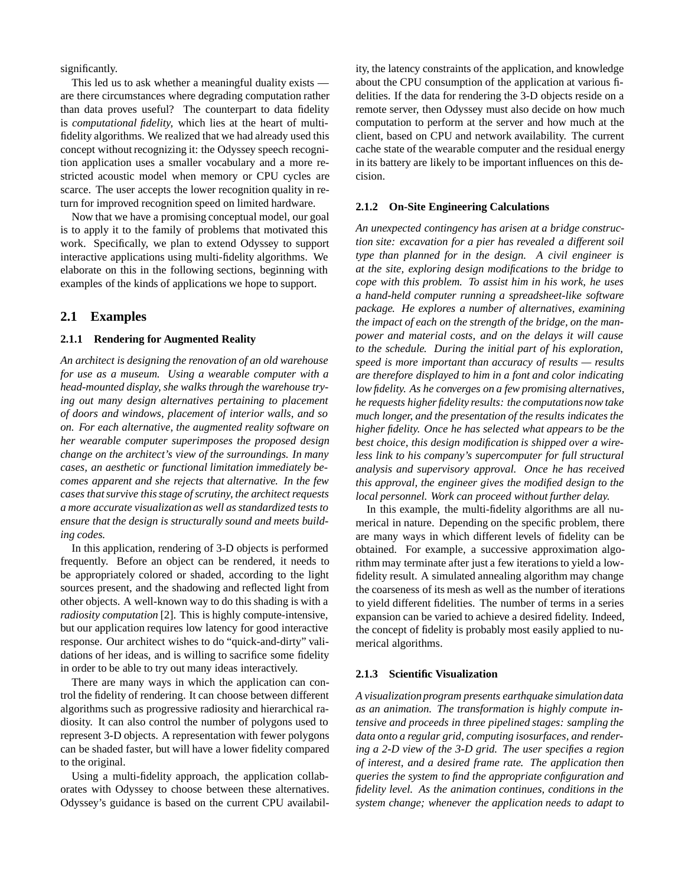significantly.

This led us to ask whether a meaningful duality exists — are there circumstances where degrading computation rather than data proves useful? The counterpart to data fidelity is *computational fidelity,* which lies at the heart of multi-fidelity algorithms. We realized that we had already used this concept without recognizing it: the Odyssey speech recognition application uses a smaller vocabulary and a more restricted acoustic model when memory or CPU cycles are scarce. The user accepts the lower recognition quality in return for improved recognition speed on limited hardware.

Now that we have a promising conceptual model, our goal is to apply it to the family of problems that motivated this work. Specifically, we plan to extend Odyssey to support interactive applications using multi-fidelity algorithms. We elaborate on this in the following sections, beginning with examples of the kinds of applications we hope to support.

## 2.1 Examples

### 2.1.1 Rendering for Augmented Reality

*An architect is designing the renovation of an old warehouse for use as a museum. Using a wearable computer with a head-mounted display, she walks through the warehouse trying out many design alternatives pertaining to placement of doors and windows, placement of interior walls, and so on. For each alternative, the augmented reality software on her wearable computer superimposes the proposed design change on the architect's view of the surroundings. In many cases, an aesthetic or functional limitation immediately becomes apparent and she rejects that alternative. In the few cases that survive this stage of scrutiny, the architect requests a more accurate visualization as well as standardized tests to ensure that the design is structurally sound and meets building codes.*

In this application, rendering of 3-D objects is performed frequently. Before an object can be rendered, it needs to be appropriately colored or shaded, according to the light sources present, and the shadowing and reflected light from other objects. A well-known way to do this shading is with a *radiosity computation* [2]. This is highly compute-intensive, but our application requires low latency for good interactive response. Our architect wishes to do "quick-and-dirty" validations of her ideas, and is willing to sacrifice some fidelity in order to be able to try out many ideas interactively.

There are many ways in which the application can control the fidelity of rendering. It can choose between different algorithms such as progressive radiosity and hierarchical radiosity. It can also control the number of polygons used to represent 3-D objects. A representation with fewer polygons can be shaded faster, but will have a lower fidelity compared to the original.

Using a multi-fidelity approach, the application collaborates with Odyssey to choose between these alternatives. Odyssey's guidance is based on the current CPU availability, the latency constraints of the application, and knowledge about the CPU consumption of the application at various fidelities. If the data for rendering the 3-D objects reside on a remote server, then Odyssey must also decide on how much computation to perform at the server and how much at the client, based on CPU and network availability. The current cache state of the wearable computer and the residual energy in its battery are likely to be important influences on this decision.

### 2.1.2 On-Site Engineering Calculations

*An unexpected contingency has arisen at a bridge construction site: excavation for a pier has revealed a different soil type than planned for in the design. A civil engineer is at the site, exploring design modifications to the bridge to cope with this problem. To assist him in his work, he uses a hand-held computer running a spreadsheet-like software package. He explores a number of alternatives, examining the impact of each on the strength of the bridge, on the manpower and material costs, and on the delays it will cause to the schedule. During the initial part of his exploration, speed is more important than accuracy of results — results are therefore displayed to him in a font and color indicating low fidelity. As he converges on a few promising alternatives, he requests higher fidelity results: the computations now take much longer, and the presentation of the results indicates the higher fidelity. Once he has selected what appears to be the best choice, this design modification is shipped over a wireless link to his company's supercomputer for full structural analysis and supervisory approval. Once he has received this approval, the engineer gives the modified design to the local personnel. Work can proceed without further delay.*

In this example, the multi-fidelity algorithms are all numerical in nature. Depending on the specific problem, there are many ways in which different levels of fidelity can be obtained. For example, a successive approximation algorithm may terminate after just a few iterations to yield a low-fidelity result. A simulated annealing algorithm may change the coarseness of its mesh as well as the number of iterations to yield different fidelities. The number of terms in a series expansion can be varied to achieve a desired fidelity. Indeed, the concept of fidelity is probably most easily applied to numerical algorithms.

### 2.1.3 Scientific Visualization

*A visualization program presents earthquake simulation data as an animation. The transformation is highly compute intensive and proceeds in three pipelined stages: sampling the data onto a regular grid, computing isosurfaces, and rendering a 2-D view of the 3-D grid. The user specifies a region of interest, and a desired frame rate. The application then queries the system to find the appropriate configuration and fidelity level. As the animation continues, conditions in the system change; whenever the application needs to adapt to*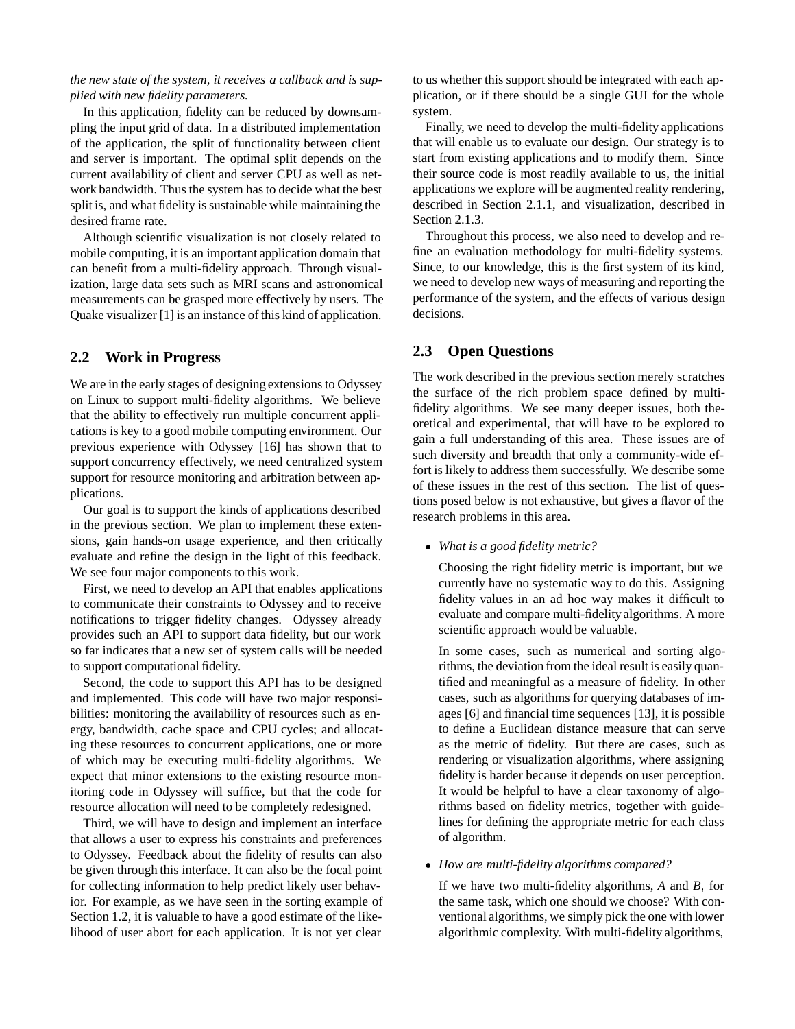*the new state of the system, it receives a callback and is supplied with new fidelity parameters.*

In this application, fidelity can be reduced by downsampling the input grid of data. In a distributed implementation of the application, the split of functionality between client and server is important. The optimal split depends on the current availability of client and server CPU as well as network bandwidth. Thus the system has to decide what the best split is, and what fidelity is sustainable while maintaining the desired frame rate.

Although scientific visualization is not closely related to mobile computing, it is an important application domain that can benefit from a multi-fidelity approach. Through visualization, large data sets such as MRI scans and astronomical measurements can be grasped more effectively by users. The Quake visualizer [1] is an instance of this kind of application.

## 2.2 Work in Progress

We are in the early stages of designing extensions to Odyssey on Linux to support multi-fidelity algorithms. We believe that the ability to effectively run multiple concurrent applications is key to a good mobile computing environment. Our previous experience with Odyssey [16] has shown that to support concurrency effectively, we need centralized system support for resource monitoring and arbitration between applications.

Our goal is to support the kinds of applications described in the previous section. We plan to implement these extensions, gain hands-on usage experience, and then critically evaluate and refine the design in the light of this feedback. We see four major components to this work.

First, we need to develop an API that enables applications to communicate their constraints to Odyssey and to receive notifications to trigger fidelity changes. Odyssey already provides such an API to support data fidelity, but our work so far indicates that a new set of system calls will be needed to support computational fidelity.

Second, the code to support this API has to be designed and implemented. This code will have two major responsibilities: monitoring the availability of resources such as energy, bandwidth, cache space and CPU cycles; and allocating these resources to concurrent applications, one or more of which may be executing multi-fidelity algorithms. We expect that minor extensions to the existing resource monitoring code in Odyssey will suffice, but that the code for resource allocation will need to be completely redesigned.

Third, we will have to design and implement an interface that allows a user to express his constraints and preferences to Odyssey. Feedback about the fidelity of results can also be given through this interface. It can also be the focal point for collecting information to help predict likely user behavior. For example, as we have seen in the sorting example of Section 1.2, it is valuable to have a good estimate of the likelihood of user abort for each application. It is not yet clear to us whether this support should be integrated with each application, or if there should be a single GUI for the whole system.

Finally, we need to develop the multi-fidelity applications that will enable us to evaluate our design. Our strategy is to start from existing applications and to modify them. Since their source code is most readily available to us, the initial applications we explore will be augmented reality rendering, described in Section 2.1.1, and visualization, described in Section 2.1.3.

Throughout this process, we also need to develop and refine an evaluation methodology for multi-fidelity systems. Since, to our knowledge, this is the first system of its kind, we need to develop new ways of measuring and reporting the performance of the system, and the effects of various design decisions.

## 2.3 Open Questions

The work described in the previous section merely scratches the surface of the rich problem space defined by multi-fidelity algorithms. We see many deeper issues, both theoretical and experimental, that will have to be explored to gain a full understanding of this area. These issues are of such diversity and breadth that only a community-wide effort is likely to address them successfully. We describe some of these issues in the rest of this section. The list of questions posed below is not exhaustive, but gives a flavor of the research problems in this area.

- *What is a good fidelity metric?*

  Choosing the right fidelity metric is important, but we currently have no systematic way to do this. Assigning fidelity values in an ad hoc way makes it difficult to evaluate and compare multi-fidelity algorithms. A more scientific approach would be valuable.

  In some cases, such as numerical and sorting algorithms, the deviation from the ideal result is easily quantified and meaningful as a measure of fidelity. In other cases, such as algorithms for querying databases of images [6] and financial time sequences [13], it is possible to define a Euclidean distance measure that can serve as the metric of fidelity. But there are cases, such as rendering or visualization algorithms, where assigning fidelity is harder because it depends on user perception. It would be helpful to have a clear taxonomy of algorithms based on fidelity metrics, together with guidelines for defining the appropriate metric for each class of algorithm.

- *How are multi-fidelity algorithms compared?*

  If we have two multi-fidelity algorithms, $A$ and $B$, for the same task, which one should we choose? With conventional algorithms, we simply pick the one with lower algorithmic complexity. With multi-fidelity algorithms,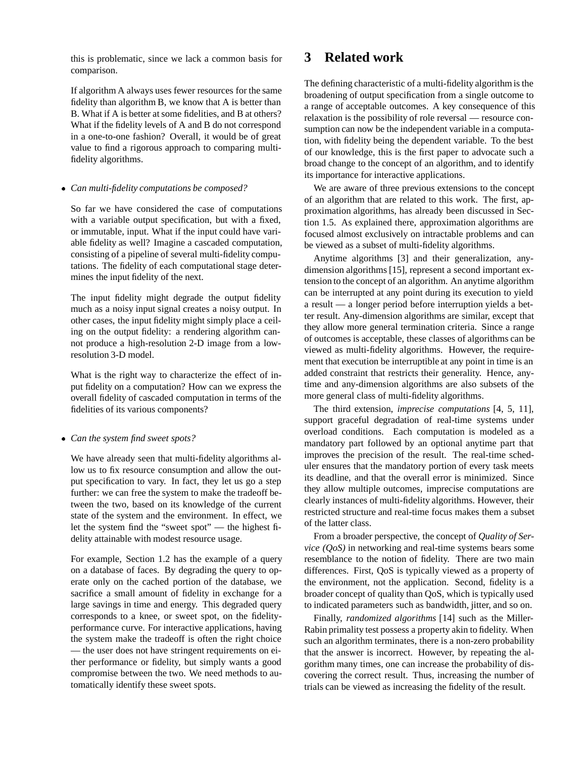this is problematic, since we lack a common basis for comparison.

If algorithm A always uses fewer resources for the same fidelity than algorithm B, we know that A is better than B. What if A is better at some fidelities, and B at others? What if the fidelity levels of A and B do not correspond in a one-to-one fashion? Overall, it would be of great value to find a rigorous approach to comparing multi-fidelity algorithms.

- *Can multi-fidelity computations be composed?*

  So far we have considered the case of computations with a variable output specification, but with a fixed, or immutable, input. What if the input could have variable fidelity as well? Imagine a cascaded computation, consisting of a pipeline of several multi-fidelity computations. The fidelity of each computational stage determines the input fidelity of the next.

  The input fidelity might degrade the output fidelity much as a noisy input signal creates a noisy output. In other cases, the input fidelity might simply place a ceiling on the output fidelity: a rendering algorithm cannot produce a high-resolution 2-D image from a low-resolution 3-D model.

  What is the right way to characterize the effect of input fidelity on a computation? How can we express the overall fidelity of cascaded computation in terms of the fidelities of its various components?

- *Can the system find sweet spots?*

  We have already seen that multi-fidelity algorithms allow us to fix resource consumption and allow the output specification to vary. In fact, they let us go a step further: we can free the system to make the tradeoff between the two, based on its knowledge of the current state of the system and the environment. In effect, we let the system find the "sweet spot" — the highest fidelity attainable with modest resource usage.

  For example, Section 1.2 has the example of a query on a database of faces. By degrading the query to operate only on the cached portion of the database, we sacrifice a small amount of fidelity in exchange for a large savings in time and energy. This degraded query corresponds to a knee, or sweet spot, on the fidelity-performance curve. For interactive applications, having the system make the tradeoff is often the right choice — the user does not have stringent requirements on either performance or fidelity, but simply wants a good compromise between the two. We need methods to automatically identify these sweet spots.

# 3 Related work

The defining characteristic of a multi-fidelity algorithm is the broadening of output specification from a single outcome to a range of acceptable outcomes. A key consequence of this relaxation is the possibility of role reversal — resource consumption can now be the independent variable in a computation, with fidelity being the dependent variable. To the best of our knowledge, this is the first paper to advocate such a broad change to the concept of an algorithm, and to identify its importance for interactive applications.

We are aware of three previous extensions to the concept of an algorithm that are related to this work. The first, approximation algorithms, has already been discussed in Section 1.5. As explained there, approximation algorithms are focused almost exclusively on intractable problems and can be viewed as a subset of multi-fidelity algorithms.

Anytime algorithms [3] and their generalization, any-dimension algorithms [15], represent a second important extension to the concept of an algorithm. An anytime algorithm can be interrupted at any point during its execution to yield a result — a longer period before interruption yields a better result. Any-dimension algorithms are similar, except that they allow more general termination criteria. Since a range of outcomes is acceptable, these classes of algorithms can be viewed as multi-fidelity algorithms. However, the requirement that execution be interruptible at any point in time is an added constraint that restricts their generality. Hence, anytime and any-dimension algorithms are also subsets of the more general class of multi-fidelity algorithms.

The third extension, *imprecise computations* [4, 5, 11], support graceful degradation of real-time systems under overload conditions. Each computation is modeled as a mandatory part followed by an optional anytime part that improves the precision of the result. The real-time scheduler ensures that the mandatory portion of every task meets its deadline, and that the overall error is minimized. Since they allow multiple outcomes, imprecise computations are clearly instances of multi-fidelity algorithms. However, their restricted structure and real-time focus makes them a subset of the latter class.

From a broader perspective, the concept of *Quality of Service (QoS)* in networking and real-time systems bears some resemblance to the notion of fidelity. There are two main differences. First, QoS is typically viewed as a property of the environment, not the application. Second, fidelity is a broader concept of quality than QoS, which is typically used to indicated parameters such as bandwidth, jitter, and so on.

Finally, *randomized algorithms* [14] such as the Miller-Rabin primality test possess a property akin to fidelity. When such an algorithm terminates, there is a non-zero probability that the answer is incorrect. However, by repeating the algorithm many times, one can increase the probability of discovering the correct result. Thus, increasing the number of trials can be viewed as increasing the fidelity of the result.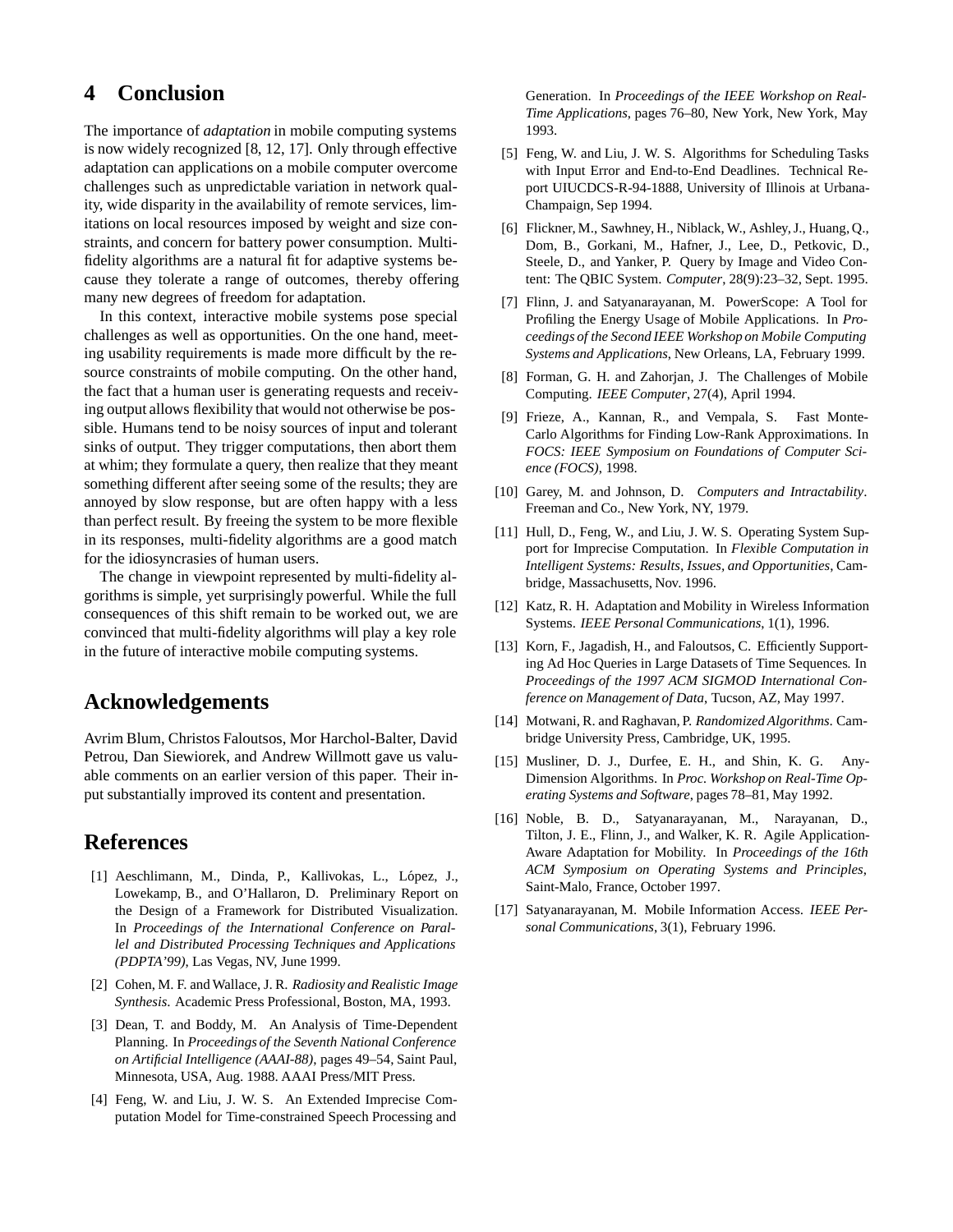## 4 Conclusion

The importance of *adaptation* in mobile computing systems is now widely recognized [8, 12, 17]. Only through effective adaptation can applications on a mobile computer overcome challenges such as unpredictable variation in network quality, wide disparity in the availability of remote services, limitations on local resources imposed by weight and size constraints, and concern for battery power consumption. Multi-fidelity algorithms are a natural fit for adaptive systems because they tolerate a range of outcomes, thereby offering many new degrees of freedom for adaptation.

In this context, interactive mobile systems pose special challenges as well as opportunities. On the one hand, meeting usability requirements is made more difficult by the resource constraints of mobile computing. On the other hand, the fact that a human user is generating requests and receiving output allows flexibility that would not otherwise be possible. Humans tend to be noisy sources of input and tolerant sinks of output. They trigger computations, then abort them at whim; they formulate a query, then realize that they meant something different after seeing some of the results; they are annoyed by slow response, but are often happy with a less than perfect result. By freeing the system to be more flexible in its responses, multi-fidelity algorithms are a good match for the idiosyncrasies of human users.

The change in viewpoint represented by multi-fidelity algorithms is simple, yet surprisingly powerful. While the full consequences of this shift remain to be worked out, we are convinced that multi-fidelity algorithms will play a key role in the future of interactive mobile computing systems.

## Acknowledgements

Avrim Blum, Christos Faloutsos, Mor Harchol-Balter, David Petrou, Dan Siewiorek, and Andrew Willmott gave us valuable comments on an earlier version of this paper. Their input substantially improved its content and presentation.

## References

[1] Aeschlimann, M., Dinda, P., Kallivokas, L., López, J., Lowekamp, B., and O'Hallaron, D. Preliminary Report on the Design of a Framework for Distributed Visualization. In *Proceedings of the International Conference on Parallel and Distributed Processing Techniques and Applications (PDPTA'99)*, Las Vegas, NV, June 1999.

[2] Cohen, M. F. and Wallace, J. R. *Radiosity and Realistic Image Synthesis*. Academic Press Professional, Boston, MA, 1993.

[3] Dean, T. and Boddy, M. An Analysis of Time-Dependent Planning. In *Proceedings of the Seventh National Conference on Artificial Intelligence (AAAI-88)*, pages 49–54, Saint Paul, Minnesota, USA, Aug. 1988. AAAI Press/MIT Press.

[4] Feng, W. and Liu, J. W. S. An Extended Imprecise Computation Model for Time-constrained Speech Processing and Generation. In *Proceedings of the IEEE Workshop on Real-Time Applications*, pages 76–80, New York, New York, May 1993.

[5] Feng, W. and Liu, J. W. S. Algorithms for Scheduling Tasks with Input Error and End-to-End Deadlines. Technical Report UIUCDCS-R-94-1888, University of Illinois at Urbana-Champaign, Sep 1994.

[6] Flickner, M., Sawhney, H., Niblack, W., Ashley, J., Huang, Q., Dom, B., Gorkani, M., Hafner, J., Lee, D., Petkovic, D., Steele, D., and Yanker, P. Query by Image and Video Content: The QBIC System. *Computer*, 28(9):23–32, Sept. 1995.

[7] Flinn, J. and Satyanarayanan, M. PowerScope: A Tool for Profiling the Energy Usage of Mobile Applications. In *Proceedings of the Second IEEE Workshop on Mobile Computing Systems and Applications*, New Orleans, LA, February 1999.

[8] Forman, G. H. and Zahorjan, J. The Challenges of Mobile Computing. *IEEE Computer*, 27(4), April 1994.

[9] Frieze, A., Kannan, R., and Vempala, S. Fast Monte-Carlo Algorithms for Finding Low-Rank Approximations. In *FOCS: IEEE Symposium on Foundations of Computer Science (FOCS)*, 1998.

[10] Garey, M. and Johnson, D. *Computers and Intractability*. Freeman and Co., New York, NY, 1979.

[11] Hull, D., Feng, W., and Liu, J. W. S. Operating System Support for Imprecise Computation. In *Flexible Computation in Intelligent Systems: Results, Issues, and Opportunities*, Cambridge, Massachusetts, Nov. 1996.

[12] Katz, R. H. Adaptation and Mobility in Wireless Information Systems. *IEEE Personal Communications*, 1(1), 1996.

[13] Korn, F., Jagadish, H., and Faloutsos, C. Efficiently Supporting Ad Hoc Queries in Large Datasets of Time Sequences. In *Proceedings of the 1997 ACM SIGMOD International Conference on Management of Data*, Tucson, AZ, May 1997.

[14] Motwani, R. and Raghavan, P. *Randomized Algorithms*. Cambridge University Press, Cambridge, UK, 1995.

[15] Musliner, D. J., Durfee, E. H., and Shin, K. G. Any-Dimension Algorithms. In *Proc. Workshop on Real-Time Operating Systems and Software*, pages 78–81, May 1992.

[16] Noble, B. D., Satyanarayanan, M., Narayanan, D., Tilton, J. E., Flinn, J., and Walker, K. R. Agile Application-Aware Adaptation for Mobility. In *Proceedings of the 16th ACM Symposium on Operating Systems and Principles*, Saint-Malo, France, October 1997.

[17] Satyanarayanan, M. Mobile Information Access. *IEEE Personal Communications*, 3(1), February 1996.